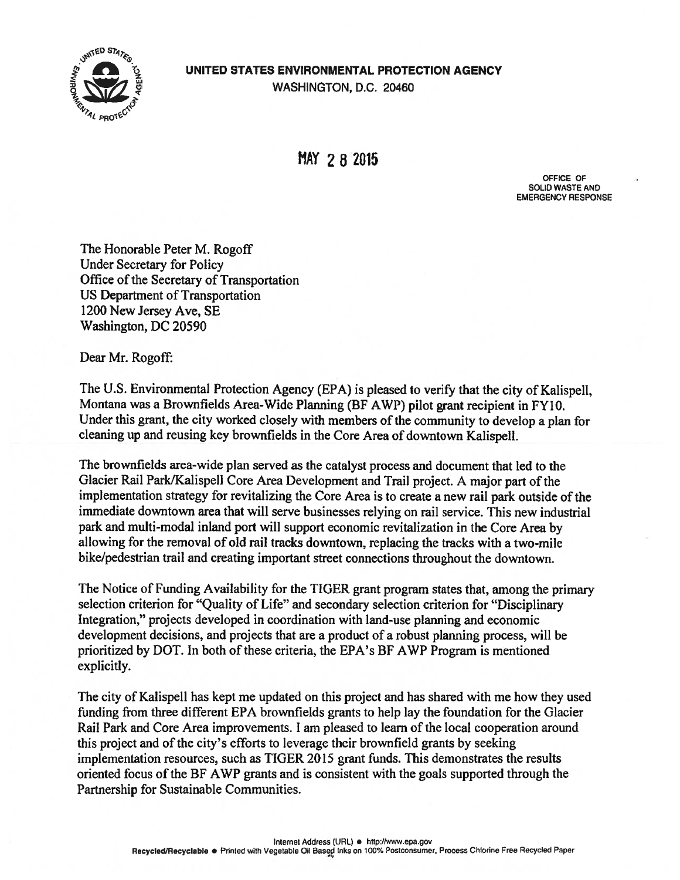**UNITED STATES ENVIRONMENTAL PROTECTION AGENCY**
WASHINGTON, D.C. 20460

MAY 2 8 2015

OFFICE OF
SOLID WASTE AND
EMERGENCY RESPONSE

The Honorable Peter M. Rogoff
Under Secretary for Policy
Office of the Secretary of Transportation
US Department of Transportation
1200 New Jersey Ave, SE
Washington, DC 20590

Dear Mr. Rogoff:

The U.S. Environmental Protection Agency (EPA) is pleased to verify that the city of Kalispell, Montana was a Brownfields Area-Wide Planning (BF AWP) pilot grant recipient in FY10. Under this grant, the city worked closely with members of the community to develop a plan for cleaning up and reusing key brownfields in the Core Area of downtown Kalispell.

The brownfields area-wide plan served as the catalyst process and document that led to the Glacier Rail Park/Kalispell Core Area Development and Trail project. A major part of the implementation strategy for revitalizing the Core Area is to create a new rail park outside of the immediate downtown area that will serve businesses relying on rail service. This new industrial park and multi-modal inland port will support economic revitalization in the Core Area by allowing for the removal of old rail tracks downtown, replacing the tracks with a two-mile bike/pedestrian trail and creating important street connections throughout the downtown.

The Notice of Funding Availability for the TIGER grant program states that, among the primary selection criterion for "Quality of Life" and secondary selection criterion for "Disciplinary Integration," projects developed in coordination with land-use planning and economic development decisions, and projects that are a product of a robust planning process, will be prioritized by DOT. In both of these criteria, the EPA's BF AWP Program is mentioned explicitly.

The city of Kalispell has kept me updated on this project and has shared with me how they used funding from three different EPA brownfields grants to help lay the foundation for the Glacier Rail Park and Core Area improvements. I am pleased to learn of the local cooperation around this project and of the city's efforts to leverage their brownfield grants by seeking implementation resources, such as TIGER 2015 grant funds. This demonstrates the results oriented focus of the BF AWP grants and is consistent with the goals supported through the Partnership for Sustainable Communities.

Internet Address (URL) • http://www.epa.gov
Recycled/Recyclable • Printed with Vegetable Oil Based Inks on 100% Postconsumer, Process Chlorine Free Recycled Paper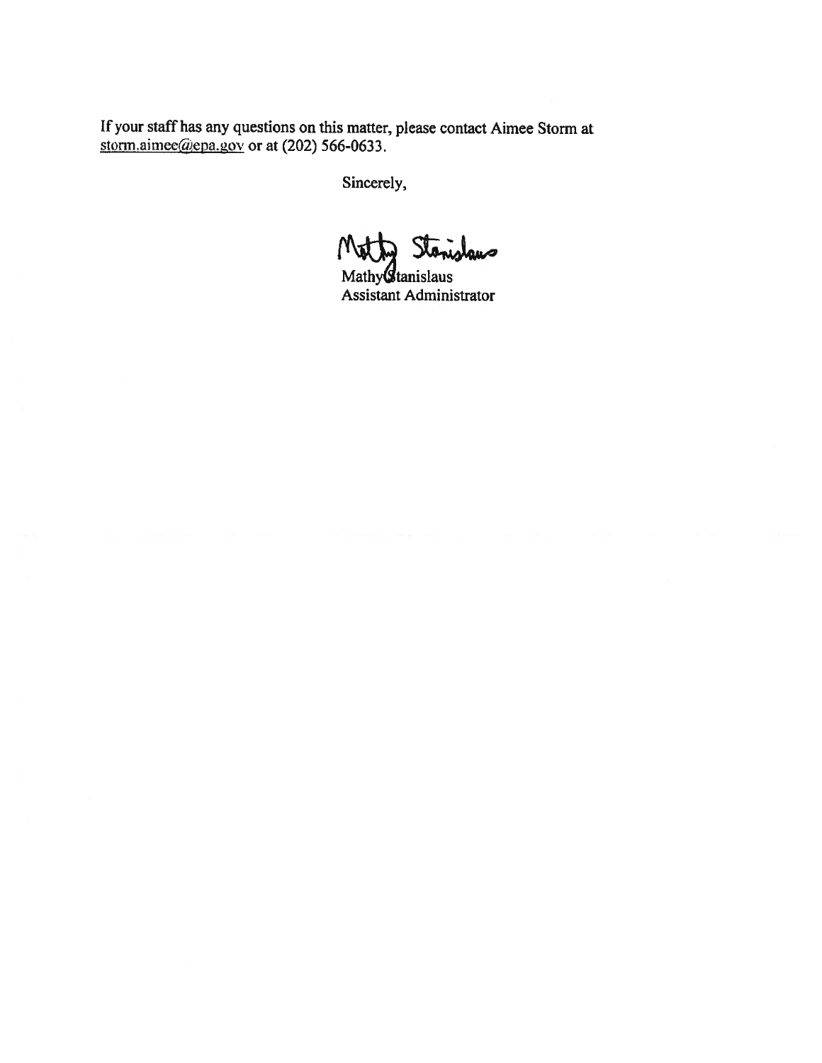If your staff has any questions on this matter, please contact Aimee Storm at storm.aimee@epa.gov or at (202) 566-0633.

Sincerely,

Mathy Stanislaus

Mathy Stanislaus
Assistant Administrator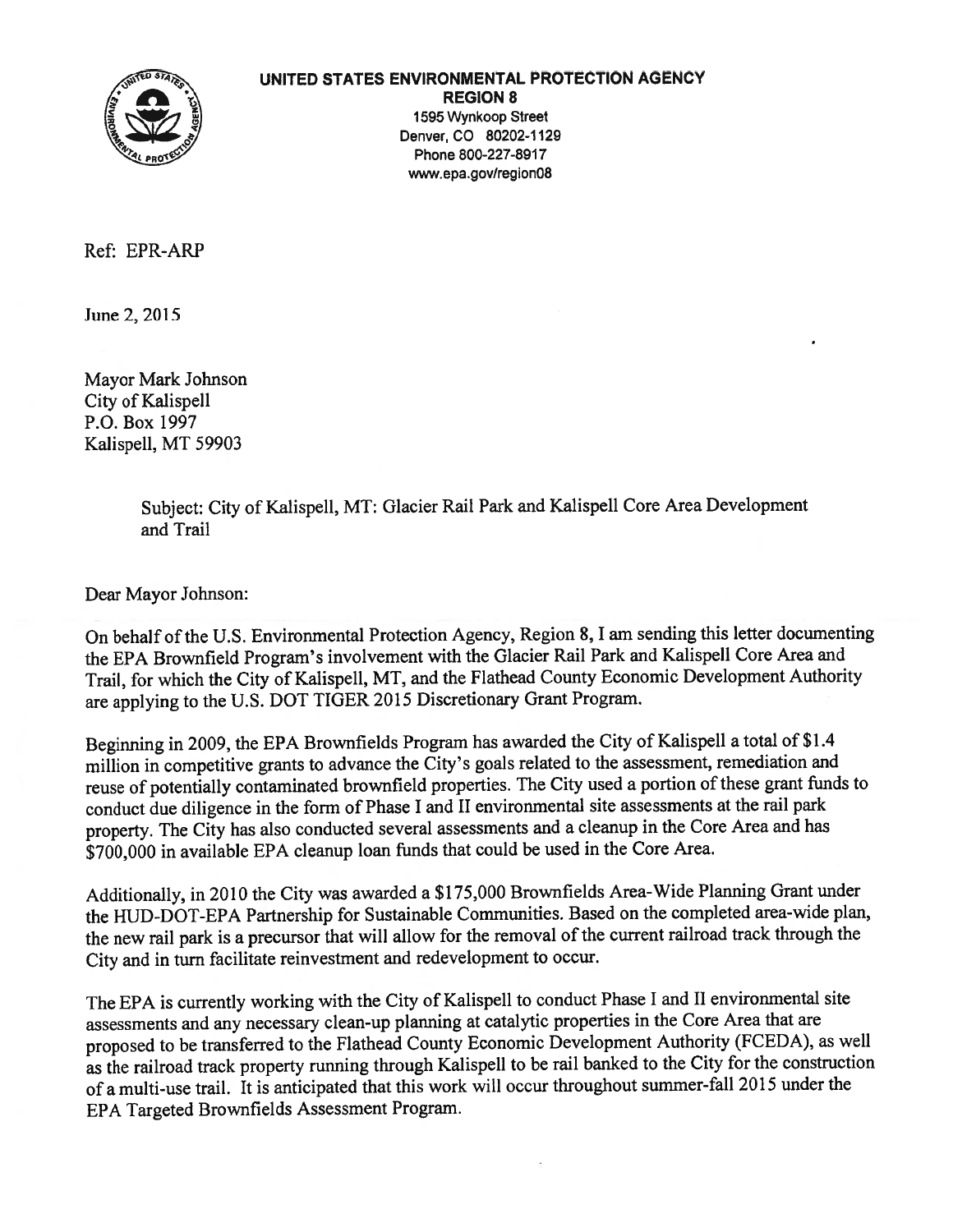**UNITED STATES ENVIRONMENTAL PROTECTION AGENCY**
**REGION 8**
1595 Wynkoop Street
Denver, CO 80202-1129
Phone 800-227-8917
www.epa.gov/region08

Ref: EPR-ARP

June 2, 2015

Mayor Mark Johnson
City of Kalispell
P.O. Box 1997
Kalispell, MT 59903

Subject: City of Kalispell, MT: Glacier Rail Park and Kalispell Core Area Development and Trail

Dear Mayor Johnson:

On behalf of the U.S. Environmental Protection Agency, Region 8, I am sending this letter documenting the EPA Brownfield Program's involvement with the Glacier Rail Park and Kalispell Core Area and Trail, for which the City of Kalispell, MT, and the Flathead County Economic Development Authority are applying to the U.S. DOT TIGER 2015 Discretionary Grant Program.

Beginning in 2009, the EPA Brownfields Program has awarded the City of Kalispell a total of $1.4 million in competitive grants to advance the City's goals related to the assessment, remediation and reuse of potentially contaminated brownfield properties. The City used a portion of these grant funds to conduct due diligence in the form of Phase I and II environmental site assessments at the rail park property. The City has also conducted several assessments and a cleanup in the Core Area and has $700,000 in available EPA cleanup loan funds that could be used in the Core Area.

Additionally, in 2010 the City was awarded a $175,000 Brownfields Area-Wide Planning Grant under the HUD-DOT-EPA Partnership for Sustainable Communities. Based on the completed area-wide plan, the new rail park is a precursor that will allow for the removal of the current railroad track through the City and in turn facilitate reinvestment and redevelopment to occur.

The EPA is currently working with the City of Kalispell to conduct Phase I and II environmental site assessments and any necessary clean-up planning at catalytic properties in the Core Area that are proposed to be transferred to the Flathead County Economic Development Authority (FCEDA), as well as the railroad track property running through Kalispell to be rail banked to the City for the construction of a multi-use trail. It is anticipated that this work will occur throughout summer-fall 2015 under the EPA Targeted Brownfields Assessment Program.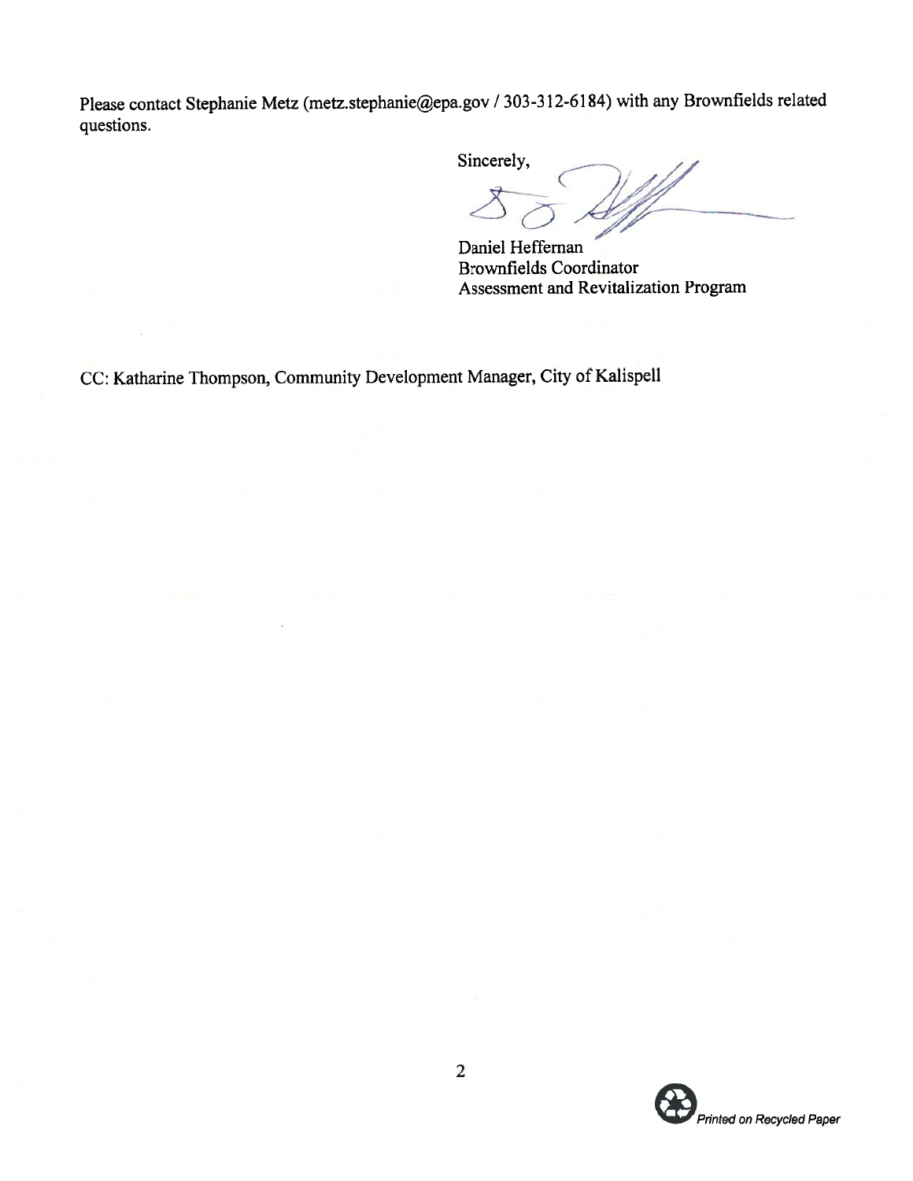Please contact Stephanie Metz (metz.stephanie@epa.gov / 303-312-6184) with any Brownfields related questions.

Sincerely,

Daniel Heffernan
Brownfields Coordinator
Assessment and Revitalization Program

CC: Katharine Thompson, Community Development Manager, City of Kalispell

*Printed on Recycled Paper*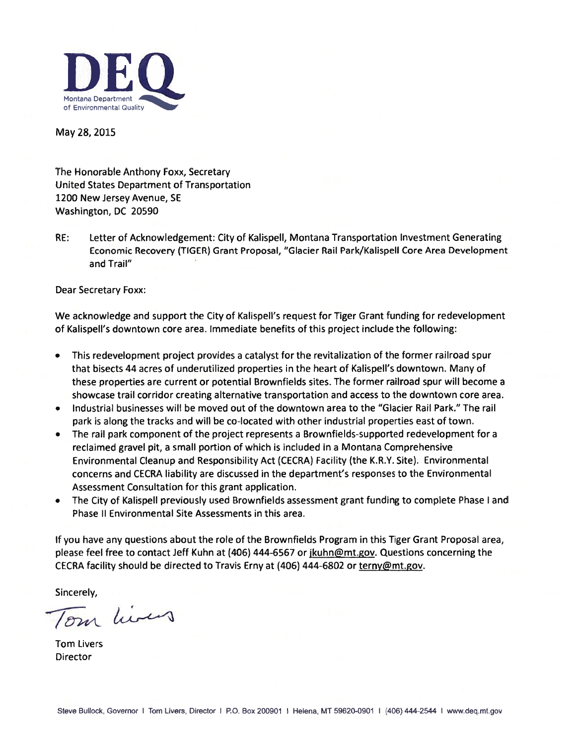DEQ
Montana Department of Environmental Quality

May 28, 2015

The Honorable Anthony Foxx, Secretary
United States Department of Transportation
1200 New Jersey Avenue, SE
Washington, DC 20590

RE: Letter of Acknowledgement: City of Kalispell, Montana Transportation Investment Generating Economic Recovery (TIGER) Grant Proposal, "Glacier Rail Park/Kalispell Core Area Development and Trail"

Dear Secretary Foxx:

We acknowledge and support the City of Kalispell's request for Tiger Grant funding for redevelopment of Kalispell's downtown core area. Immediate benefits of this project include the following:

- This redevelopment project provides a catalyst for the revitalization of the former railroad spur that bisects 44 acres of underutilized properties in the heart of Kalispell's downtown. Many of these properties are current or potential Brownfields sites. The former railroad spur will become a showcase trail corridor creating alternative transportation and access to the downtown core area.
- Industrial businesses will be moved out of the downtown area to the "Glacier Rail Park." The rail park is along the tracks and will be co-located with other industrial properties east of town.
- The rail park component of the project represents a Brownfields-supported redevelopment for a reclaimed gravel pit, a small portion of which is included in a Montana Comprehensive Environmental Cleanup and Responsibility Act (CECRA) Facility (the K.R.Y. Site). Environmental concerns and CECRA liability are discussed in the department's responses to the Environmental Assessment Consultation for this grant application.
- The City of Kalispell previously used Brownfields assessment grant funding to complete Phase I and Phase II Environmental Site Assessments in this area.

If you have any questions about the role of the Brownfields Program in this Tiger Grant Proposal area, please feel free to contact Jeff Kuhn at (406) 444-6567 or jkuhn@mt.gov. Questions concerning the CECRA facility should be directed to Travis Erny at (406) 444-6802 or terny@mt.gov.

Sincerely,

Tom Livers
Director

Steve Bullock, Governor | Tom Livers, Director | P.O. Box 200901 | Helena, MT 59620-0901 | (406) 444-2544 | www.deq.mt.gov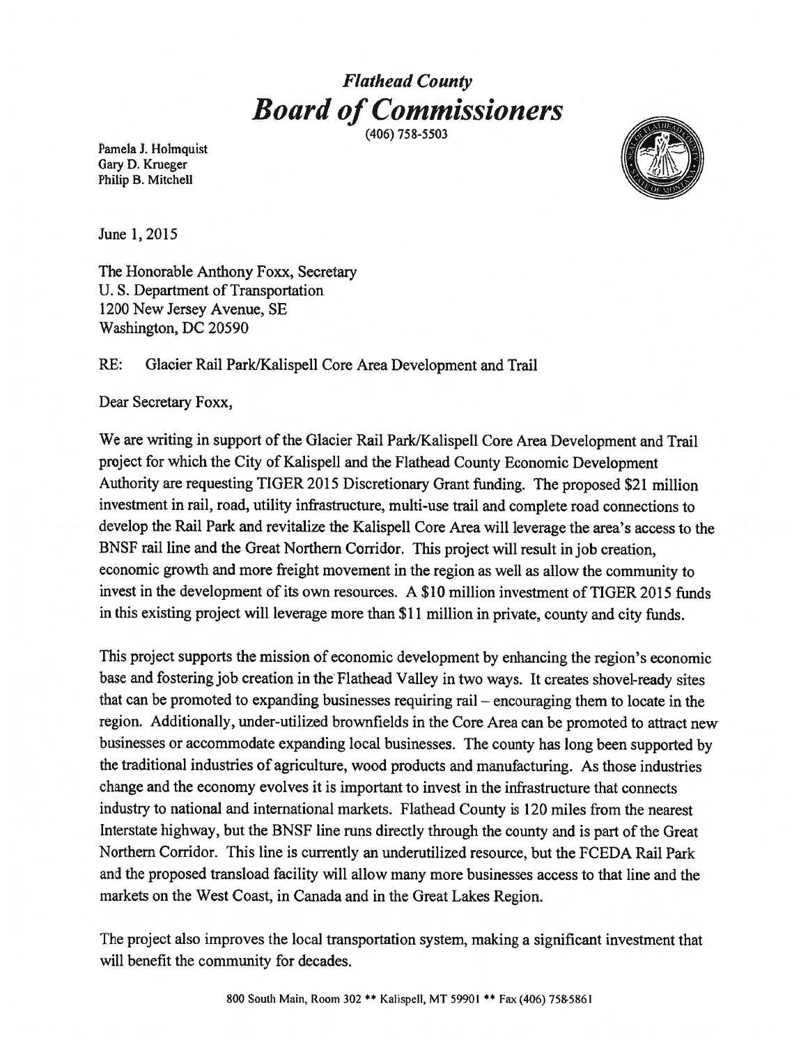# *Flathead County*
# ***Board of Commissioners***

(406) 758-5503

Pamela J. Holmquist
Gary D. Krueger
Philip B. Mitchell

June 1, 2015

The Honorable Anthony Foxx, Secretary
U. S. Department of Transportation
1200 New Jersey Avenue, SE
Washington, DC 20590

RE: Glacier Rail Park/Kalispell Core Area Development and Trail

Dear Secretary Foxx,

We are writing in support of the Glacier Rail Park/Kalispell Core Area Development and Trail project for which the City of Kalispell and the Flathead County Economic Development Authority are requesting TIGER 2015 Discretionary Grant funding. The proposed $21 million investment in rail, road, utility infrastructure, multi-use trail and complete road connections to develop the Rail Park and revitalize the Kalispell Core Area will leverage the area's access to the BNSF rail line and the Great Northern Corridor. This project will result in job creation, economic growth and more freight movement in the region as well as allow the community to invest in the development of its own resources. A $10 million investment of TIGER 2015 funds in this existing project will leverage more than $11 million in private, county and city funds.

This project supports the mission of economic development by enhancing the region's economic base and fostering job creation in the Flathead Valley in two ways. It creates shovel-ready sites that can be promoted to expanding businesses requiring rail – encouraging them to locate in the region. Additionally, under-utilized brownfields in the Core Area can be promoted to attract new businesses or accommodate expanding local businesses. The county has long been supported by the traditional industries of agriculture, wood products and manufacturing. As those industries change and the economy evolves it is important to invest in the infrastructure that connects industry to national and international markets. Flathead County is 120 miles from the nearest Interstate highway, but the BNSF line runs directly through the county and is part of the Great Northern Corridor. This line is currently an underutilized resource, but the FCEDA Rail Park and the proposed transload facility will allow many more businesses access to that line and the markets on the West Coast, in Canada and in the Great Lakes Region.

The project also improves the local transportation system, making a significant investment that will benefit the community for decades.

800 South Main, Room 302 ** Kalispell, MT 59901 ** Fax (406) 758-5861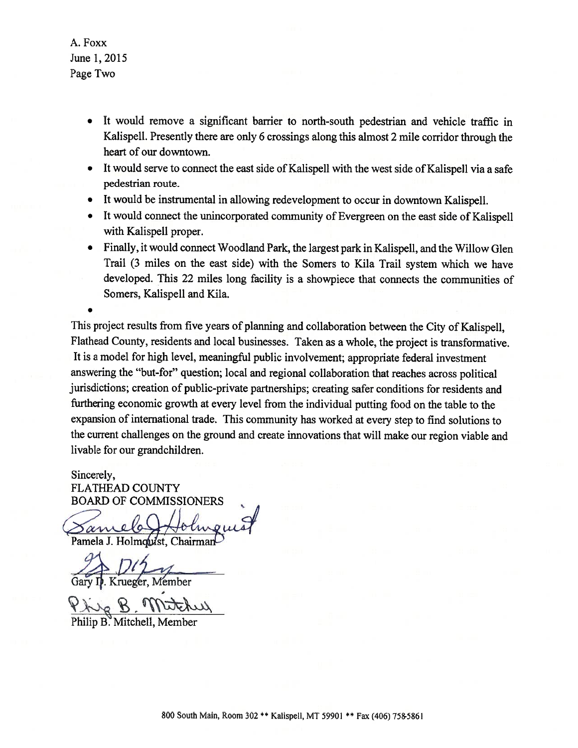- It would remove a significant barrier to north-south pedestrian and vehicle traffic in Kalispell. Presently there are only 6 crossings along this almost 2 mile corridor through the heart of our downtown.
- It would serve to connect the east side of Kalispell with the west side of Kalispell via a safe pedestrian route.
- It would be instrumental in allowing redevelopment to occur in downtown Kalispell.
- It would connect the unincorporated community of Evergreen on the east side of Kalispell with Kalispell proper.
- Finally, it would connect Woodland Park, the largest park in Kalispell, and the Willow Glen Trail (3 miles on the east side) with the Somers to Kila Trail system which we have developed. This 22 miles long facility is a showpiece that connects the communities of Somers, Kalispell and Kila.

This project results from five years of planning and collaboration between the City of Kalispell, Flathead County, residents and local businesses. Taken as a whole, the project is transformative. It is a model for high level, meaningful public involvement; appropriate federal investment answering the "but-for" question; local and regional collaboration that reaches across political jurisdictions; creation of public-private partnerships; creating safer conditions for residents and furthering economic growth at every level from the individual putting food on the table to the expansion of international trade. This community has worked at every step to find solutions to the current challenges on the ground and create innovations that will make our region viable and livable for our grandchildren.

Sincerely,
FLATHEAD COUNTY
BOARD OF COMMISSIONERS

Pamela J. Holmquist, Chairman

Gary D. Krueger, Member

Philip B. Mitchell, Member

800 South Main, Room 302 ** Kalispell, MT 59901 ** Fax (406) 758-5861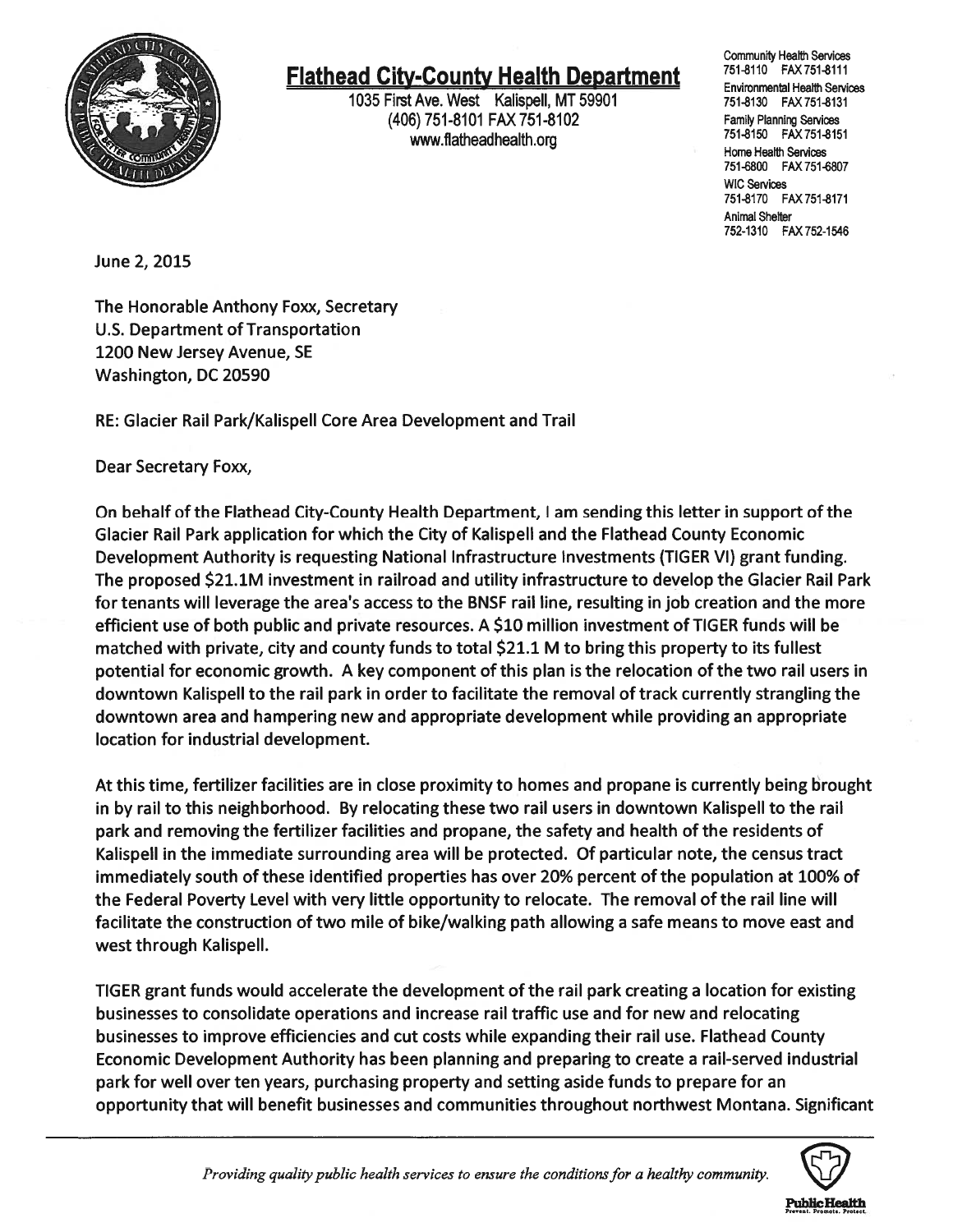# Flathead City-County Health Department

1035 First Ave. West Kalispell, MT 59901
(406) 751-8101 FAX 751-8102
www.flatheadhealth.org

Community Health Services
751-8110 FAX 751-8111
Environmental Health Services
751-8130 FAX 751-8131
Family Planning Services
751-8150 FAX 751-8151
Home Health Services
751-6800 FAX 751-6807
WIC Services
751-8170 FAX 751-8171
Animal Shelter
752-1310 FAX 752-1546

June 2, 2015

The Honorable Anthony Foxx, Secretary
U.S. Department of Transportation
1200 New Jersey Avenue, SE
Washington, DC 20590

RE: Glacier Rail Park/Kalispell Core Area Development and Trail

Dear Secretary Foxx,

On behalf of the Flathead City-County Health Department, I am sending this letter in support of the Glacier Rail Park application for which the City of Kalispell and the Flathead County Economic Development Authority is requesting National Infrastructure Investments (TIGER VI) grant funding. The proposed $21.1M investment in railroad and utility infrastructure to develop the Glacier Rail Park for tenants will leverage the area's access to the BNSF rail line, resulting in job creation and the more efficient use of both public and private resources. A $10 million investment of TIGER funds will be matched with private, city and county funds to total $21.1 M to bring this property to its fullest potential for economic growth. A key component of this plan is the relocation of the two rail users in downtown Kalispell to the rail park in order to facilitate the removal of track currently strangling the downtown area and hampering new and appropriate development while providing an appropriate location for industrial development.

At this time, fertilizer facilities are in close proximity to homes and propane is currently being brought in by rail to this neighborhood. By relocating these two rail users in downtown Kalispell to the rail park and removing the fertilizer facilities and propane, the safety and health of the residents of Kalispell in the immediate surrounding area will be protected. Of particular note, the census tract immediately south of these identified properties has over 20% percent of the population at 100% of the Federal Poverty Level with very little opportunity to relocate. The removal of the rail line will facilitate the construction of two mile of bike/walking path allowing a safe means to move east and west through Kalispell.

TIGER grant funds would accelerate the development of the rail park creating a location for existing businesses to consolidate operations and increase rail traffic use and for new and relocating businesses to improve efficiencies and cut costs while expanding their rail use. Flathead County Economic Development Authority has been planning and preparing to create a rail-served industrial park for well over ten years, purchasing property and setting aside funds to prepare for an opportunity that will benefit businesses and communities throughout northwest Montana. Significant

*Providing quality public health services to ensure the conditions for a healthy community.*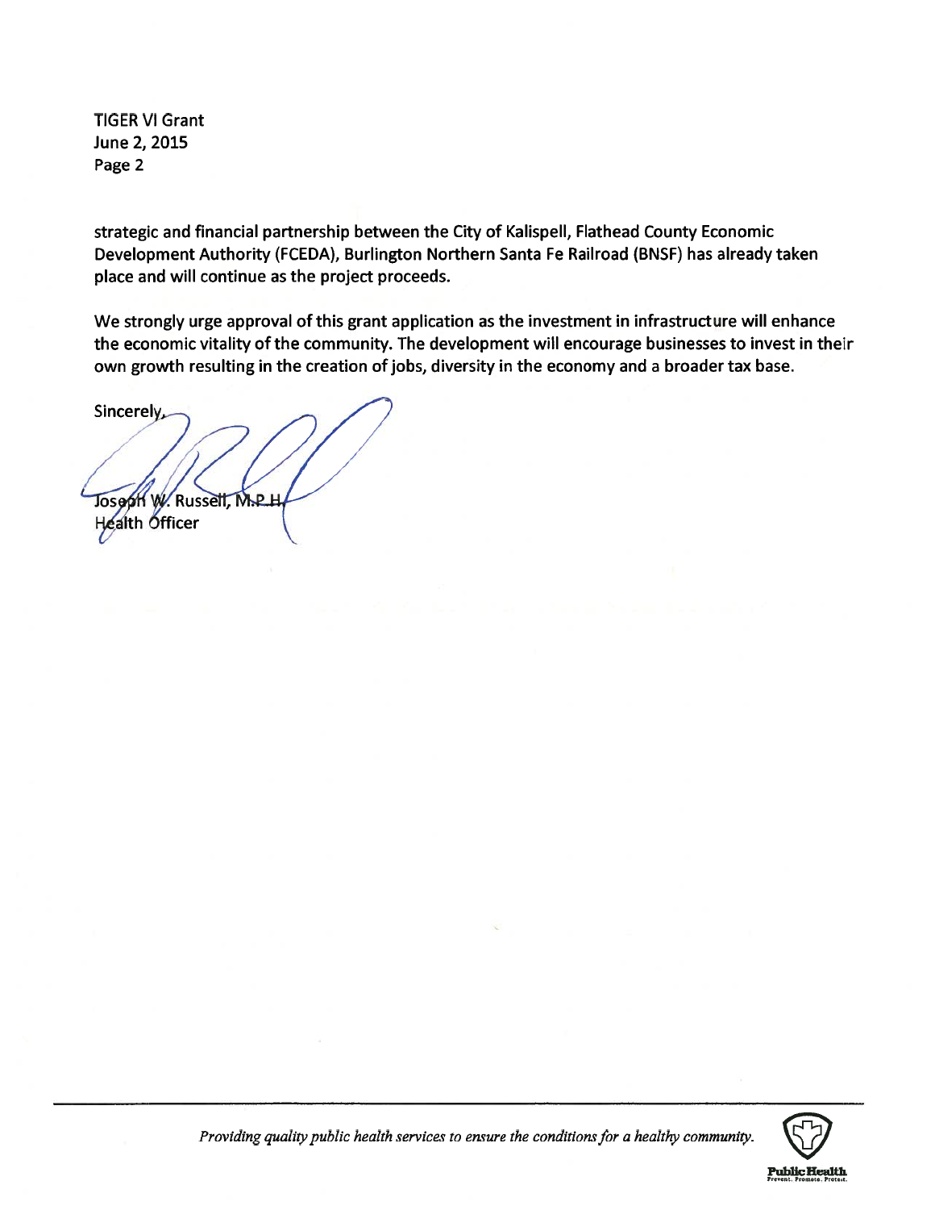TIGER VI Grant
June 2, 2015
Page 2

strategic and financial partnership between the City of Kalispell, Flathead County Economic Development Authority (FCEDA), Burlington Northern Santa Fe Railroad (BNSF) has already taken place and will continue as the project proceeds.

We strongly urge approval of this grant application as the investment in infrastructure will enhance the economic vitality of the community. The development will encourage businesses to invest in their own growth resulting in the creation of jobs, diversity in the economy and a broader tax base.

Sincerely,

Joseph W. Russell, M.P.H.
Health Officer

*Providing quality public health services to ensure the conditions for a healthy community.*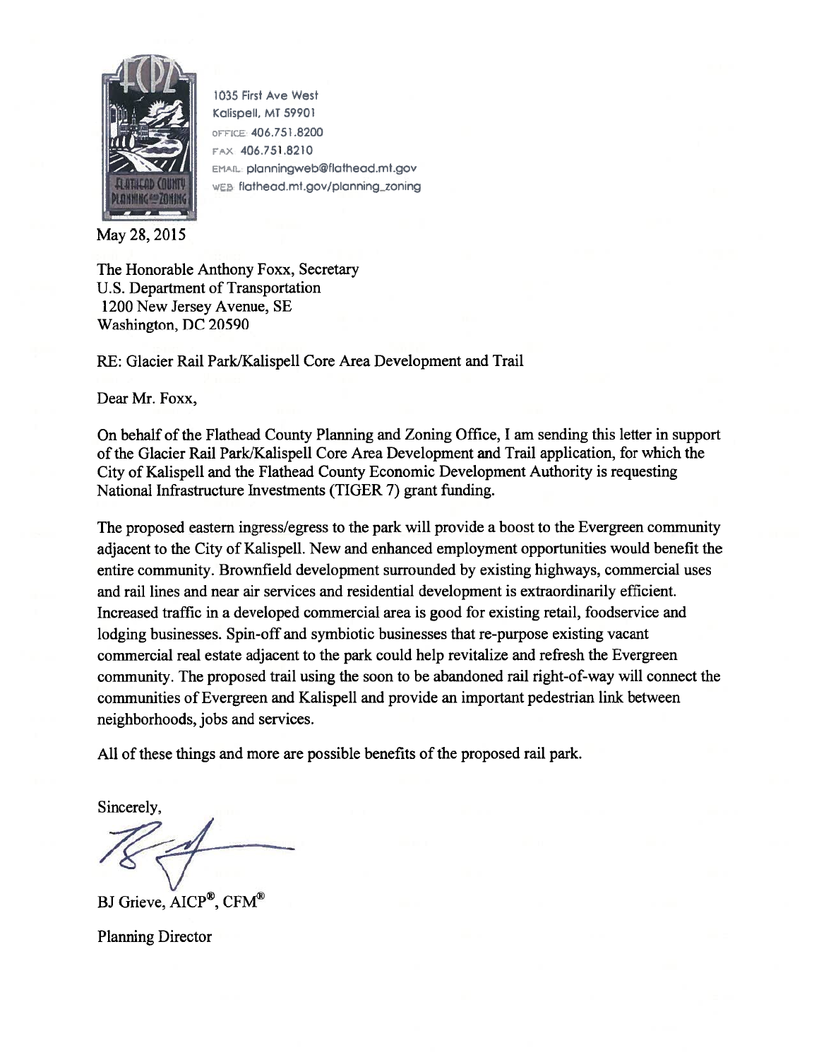1035 First Ave West
Kalispell, MT 59901
OFFICE 406.751.8200
FAX 406.751.8210
EMAIL planningweb@flathead.mt.gov
WEB flathead.mt.gov/planning_zoning

May 28, 2015

The Honorable Anthony Foxx, Secretary
U.S. Department of Transportation
1200 New Jersey Avenue, SE
Washington, DC 20590

RE: Glacier Rail Park/Kalispell Core Area Development and Trail

Dear Mr. Foxx,

On behalf of the Flathead County Planning and Zoning Office, I am sending this letter in support of the Glacier Rail Park/Kalispell Core Area Development and Trail application, for which the City of Kalispell and the Flathead County Economic Development Authority is requesting National Infrastructure Investments (TIGER 7) grant funding.

The proposed eastern ingress/egress to the park will provide a boost to the Evergreen community adjacent to the City of Kalispell. New and enhanced employment opportunities would benefit the entire community. Brownfield development surrounded by existing highways, commercial uses and rail lines and near air services and residential development is extraordinarily efficient. Increased traffic in a developed commercial area is good for existing retail, foodservice and lodging businesses. Spin-off and symbiotic businesses that re-purpose existing vacant commercial real estate adjacent to the park could help revitalize and refresh the Evergreen community. The proposed trail using the soon to be abandoned rail right-of-way will connect the communities of Evergreen and Kalispell and provide an important pedestrian link between neighborhoods, jobs and services.

All of these things and more are possible benefits of the proposed rail park.

Sincerely,

BJ Grieve, AICP®, CFM®

Planning Director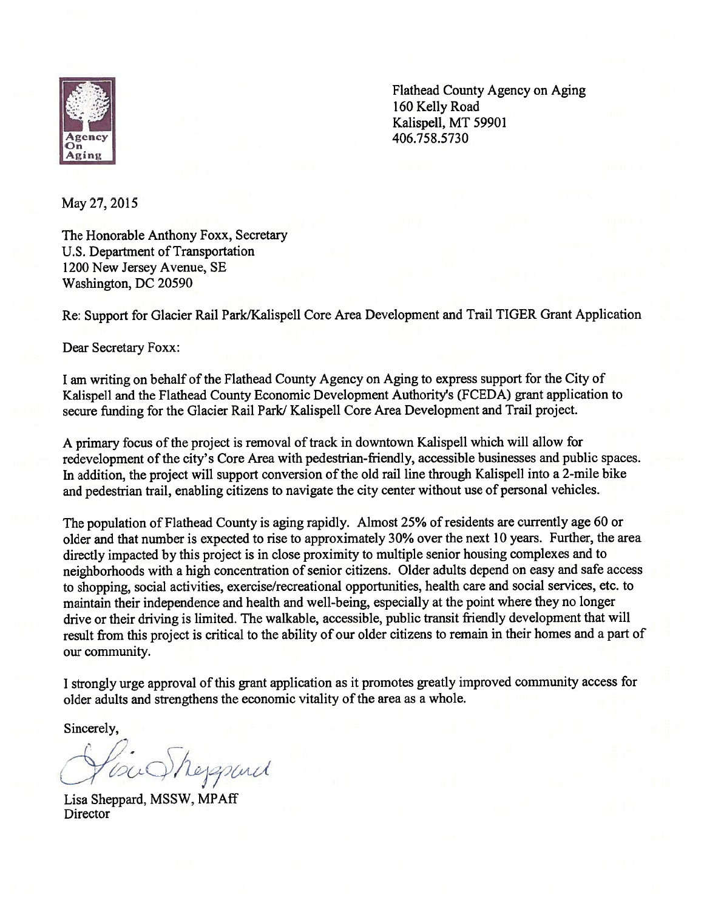Agency On Aging

Flathead County Agency on Aging
160 Kelly Road
Kalispell, MT 59901
406.758.5730

May 27, 2015

The Honorable Anthony Foxx, Secretary
U.S. Department of Transportation
1200 New Jersey Avenue, SE
Washington, DC 20590

Re: Support for Glacier Rail Park/Kalispell Core Area Development and Trail TIGER Grant Application

Dear Secretary Foxx:

I am writing on behalf of the Flathead County Agency on Aging to express support for the City of Kalispell and the Flathead County Economic Development Authority's (FCEDA) grant application to secure funding for the Glacier Rail Park/ Kalispell Core Area Development and Trail project.

A primary focus of the project is removal of track in downtown Kalispell which will allow for redevelopment of the city's Core Area with pedestrian-friendly, accessible businesses and public spaces. In addition, the project will support conversion of the old rail line through Kalispell into a 2-mile bike and pedestrian trail, enabling citizens to navigate the city center without use of personal vehicles.

The population of Flathead County is aging rapidly. Almost 25% of residents are currently age 60 or older and that number is expected to rise to approximately 30% over the next 10 years. Further, the area directly impacted by this project is in close proximity to multiple senior housing complexes and to neighborhoods with a high concentration of senior citizens. Older adults depend on easy and safe access to shopping, social activities, exercise/recreational opportunities, health care and social services, etc. to maintain their independence and health and well-being, especially at the point where they no longer drive or their driving is limited. The walkable, accessible, public transit friendly development that will result from this project is critical to the ability of our older citizens to remain in their homes and a part of our community.

I strongly urge approval of this grant application as it promotes greatly improved community access for older adults and strengthens the economic vitality of the area as a whole.

Sincerely,

Lisa Sheppard

Lisa Sheppard, MSSW, MPAff
Director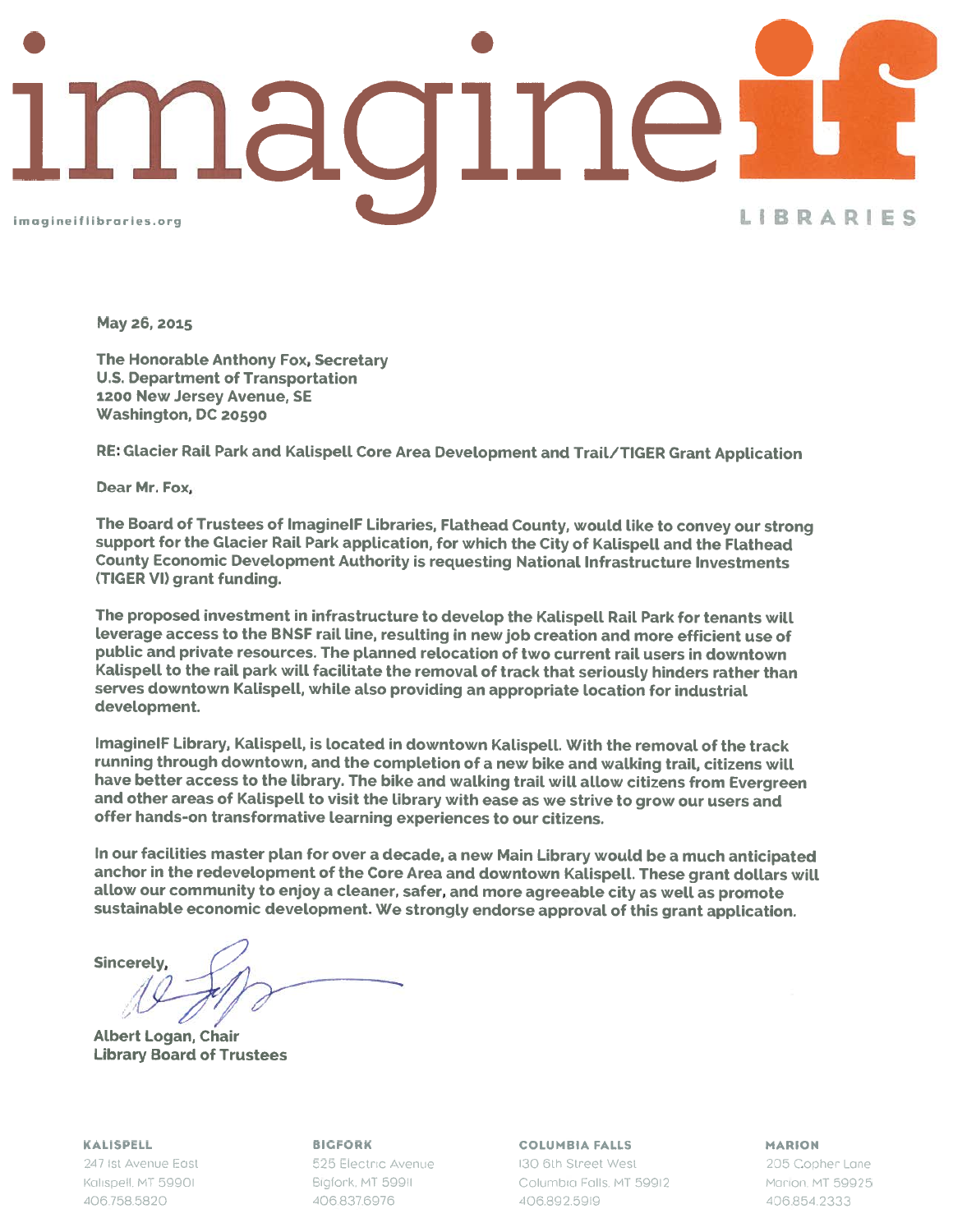# imagine if

imagineiflibraries.org

LIBRARIES

May 26, 2015

The Honorable Anthony Fox, Secretary
U.S. Department of Transportation
1200 New Jersey Avenue, SE
Washington, DC 20590

RE: Glacier Rail Park and Kalispell Core Area Development and Trail/TIGER Grant Application

Dear Mr. Fox,

The Board of Trustees of ImagineIF Libraries, Flathead County, would like to convey our strong support for the Glacier Rail Park application, for which the City of Kalispell and the Flathead County Economic Development Authority is requesting National Infrastructure Investments (TIGER VI) grant funding.

The proposed investment in infrastructure to develop the Kalispell Rail Park for tenants will leverage access to the BNSF rail line, resulting in new job creation and more efficient use of public and private resources. The planned relocation of two current rail users in downtown Kalispell to the rail park will facilitate the removal of track that seriously hinders rather than serves downtown Kalispell, while also providing an appropriate location for industrial development.

ImagineIF Library, Kalispell, is located in downtown Kalispell. With the removal of the track running through downtown, and the completion of a new bike and walking trail, citizens will have better access to the library. The bike and walking trail will allow citizens from Evergreen and other areas of Kalispell to visit the library with ease as we strive to grow our users and offer hands-on transformative learning experiences to our citizens.

In our facilities master plan for over a decade, a new Main Library would be a much anticipated anchor in the redevelopment of the Core Area and downtown Kalispell. These grant dollars will allow our community to enjoy a cleaner, safer, and more agreeable city as well as promote sustainable economic development. We strongly endorse approval of this grant application.

Sincerely,

Albert Logan, Chair
Library Board of Trustees

**KALISPELL**
247 1st Avenue East
Kalispell, MT 59901
406.758.5820

**BIGFORK**
525 Electric Avenue
Bigfork, MT 59911
406.837.6976

**COLUMBIA FALLS**
130 6th Street West
Columbia Falls, MT 59912
406.892.5919

**MARION**
205 Gopher Lane
Marion, MT 59925
406.854.2333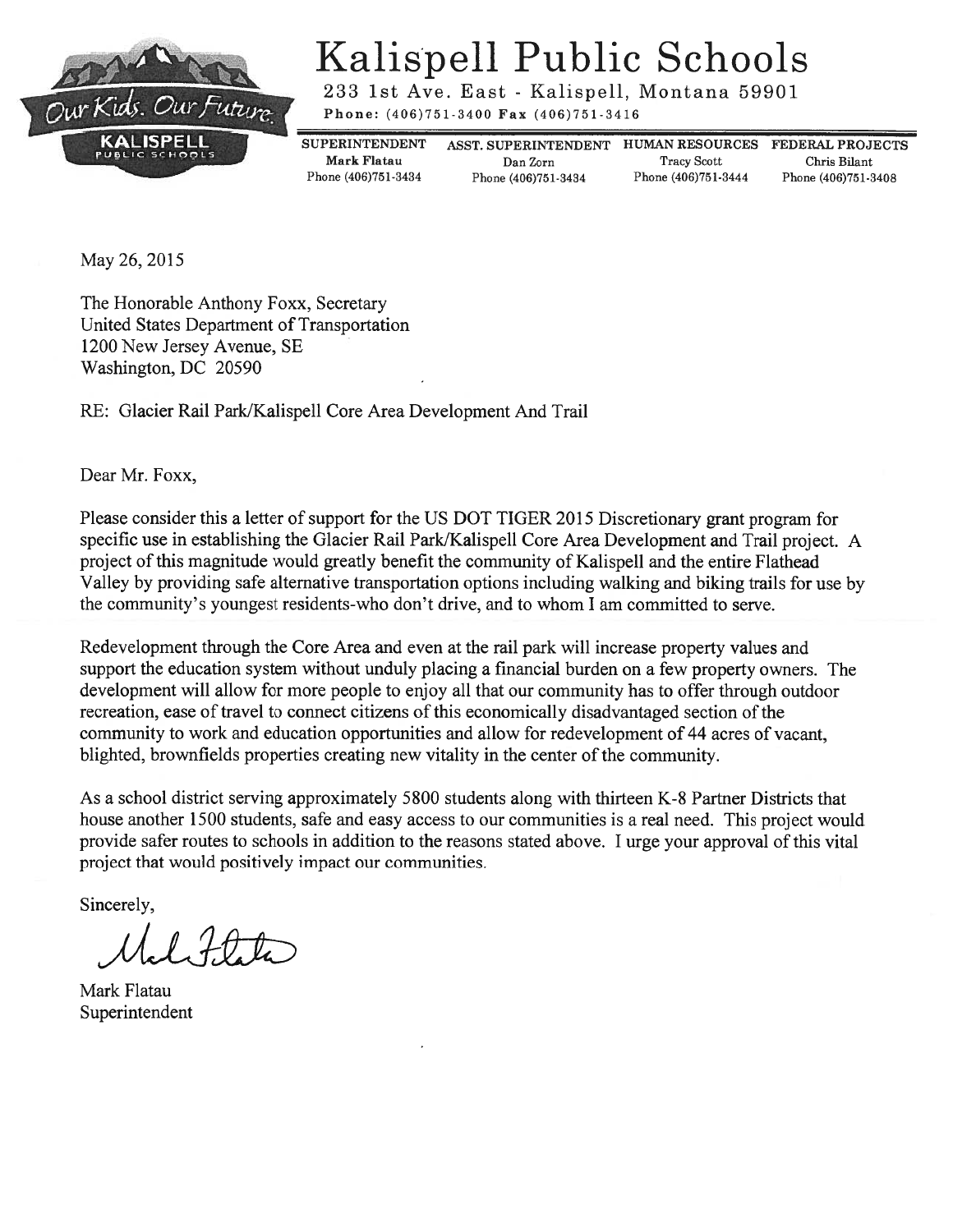# Kalispell Public Schools

233 1st Ave. East - Kalispell, Montana 59901

**Phone:** (406)751-3400 **Fax** (406)751-3416

| SUPERINTENDENT | ASST. SUPERINTENDENT | HUMAN RESOURCES | FEDERAL PROJECTS |
|---|---|---|---|
| **Mark Flatau** | Dan Zorn | Tracy Scott | Chris Bilant |
| Phone (406)751-3434 | Phone (406)751-3434 | Phone (406)751-3444 | Phone (406)751-3408 |

May 26, 2015

The Honorable Anthony Foxx, Secretary
United States Department of Transportation
1200 New Jersey Avenue, SE
Washington, DC 20590

RE: Glacier Rail Park/Kalispell Core Area Development And Trail

Dear Mr. Foxx,

Please consider this a letter of support for the US DOT TIGER 2015 Discretionary grant program for specific use in establishing the Glacier Rail Park/Kalispell Core Area Development and Trail project. A project of this magnitude would greatly benefit the community of Kalispell and the entire Flathead Valley by providing safe alternative transportation options including walking and biking trails for use by the community's youngest residents-who don't drive, and to whom I am committed to serve.

Redevelopment through the Core Area and even at the rail park will increase property values and support the education system without unduly placing a financial burden on a few property owners. The development will allow for more people to enjoy all that our community has to offer through outdoor recreation, ease of travel to connect citizens of this economically disadvantaged section of the community to work and education opportunities and allow for redevelopment of 44 acres of vacant, blighted, brownfields properties creating new vitality in the center of the community.

As a school district serving approximately 5800 students along with thirteen K-8 Partner Districts that house another 1500 students, safe and easy access to our communities is a real need. This project would provide safer routes to schools in addition to the reasons stated above. I urge your approval of this vital project that would positively impact our communities.

Sincerely,

Mark Flatau
Superintendent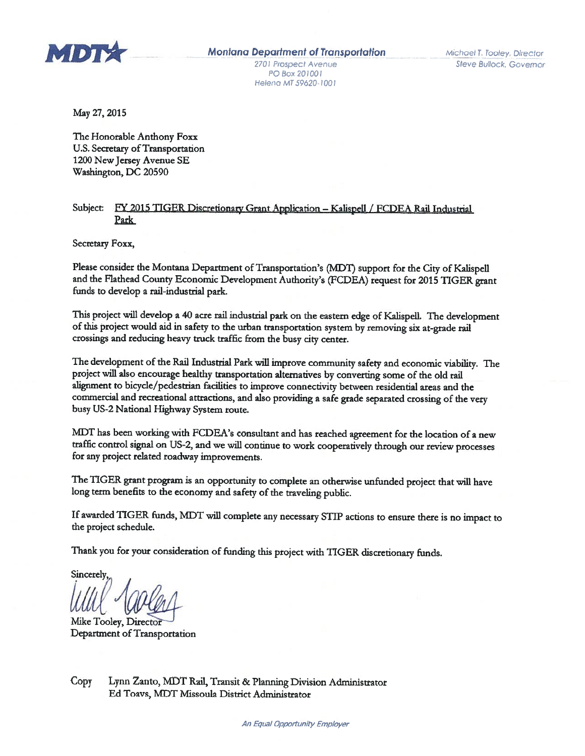**MDT** Montana Department of Transportation

2701 Prospect Avenue
PO Box 201001
Helena MT 59620-1001

Michael T. Tooley, Director
Steve Bullock, Governor

May 27, 2015

The Honorable Anthony Foxx
U.S. Secretary of Transportation
1200 New Jersey Avenue SE
Washington, DC 20590

Subject: FY 2015 TIGER Discretionary Grant Application – Kalispell / FCDEA Rail Industrial Park

Secretary Foxx,

Please consider the Montana Department of Transportation's (MDT) support for the City of Kalispell and the Flathead County Economic Development Authority's (FCDEA) request for 2015 TIGER grant funds to develop a rail-industrial park.

This project will develop a 40 acre rail industrial park on the eastern edge of Kalispell. The development of this project would aid in safety to the urban transportation system by removing six at-grade rail crossings and reducing heavy truck traffic from the busy city center.

The development of the Rail Industrial Park will improve community safety and economic viability. The project will also encourage healthy transportation alternatives by converting some of the old rail alignment to bicycle/pedestrian facilities to improve connectivity between residential areas and the commercial and recreational attractions, and also providing a safe grade separated crossing of the very busy US-2 National Highway System route.

MDT has been working with FCDEA's consultant and has reached agreement for the location of a new traffic control signal on US-2, and we will continue to work cooperatively through our review processes for any project related roadway improvements.

The TIGER grant program is an opportunity to complete an otherwise unfunded project that will have long term benefits to the economy and safety of the traveling public.

If awarded TIGER funds, MDT will complete any necessary STIP actions to ensure there is no impact to the project schedule.

Thank you for your consideration of funding this project with TIGER discretionary funds.

Sincerely,

Mike Tooley, Director
Department of Transportation

Copy Lynn Zanto, MDT Rail, Transit & Planning Division Administrator
Ed Toavs, MDT Missoula District Administrator

*An Equal Opportunity Employer*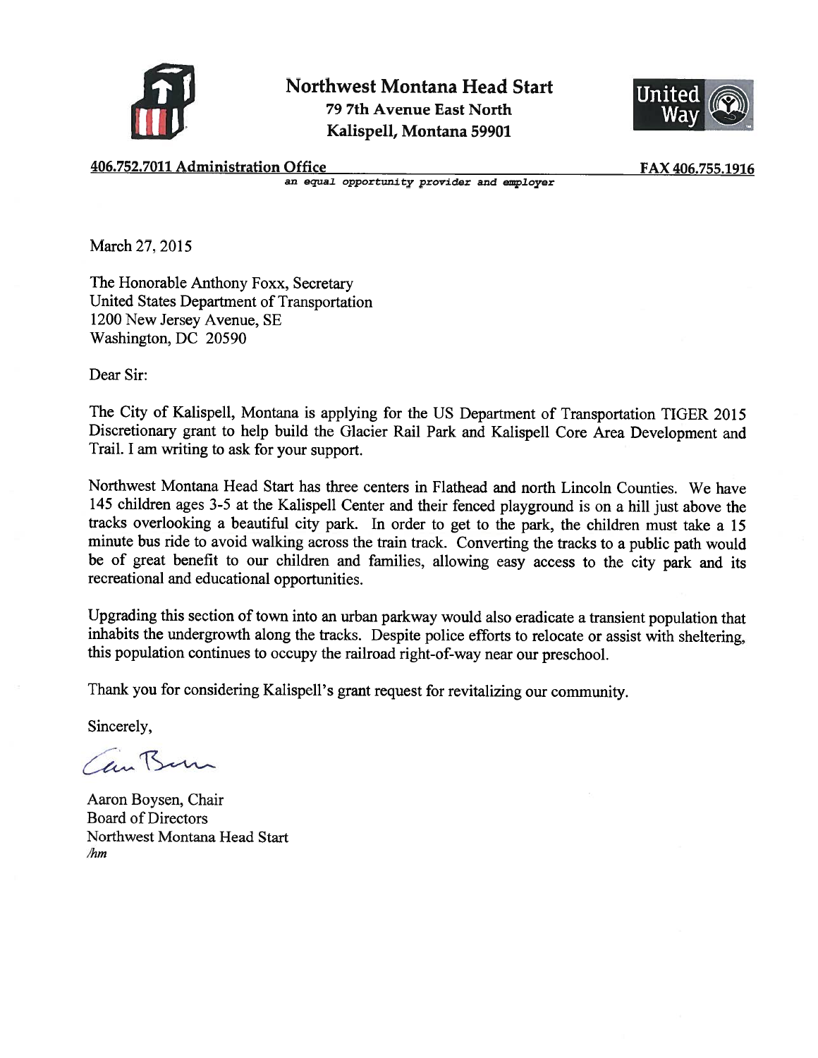# Northwest Montana Head Start

**79 7th Avenue East North**
**Kalispell, Montana 59901**

**406.752.7011 Administration Office** **FAX 406.755.1916**

*an equal opportunity provider and employer*

March 27, 2015

The Honorable Anthony Foxx, Secretary
United States Department of Transportation
1200 New Jersey Avenue, SE
Washington, DC 20590

Dear Sir:

The City of Kalispell, Montana is applying for the US Department of Transportation TIGER 2015 Discretionary grant to help build the Glacier Rail Park and Kalispell Core Area Development and Trail. I am writing to ask for your support.

Northwest Montana Head Start has three centers in Flathead and north Lincoln Counties. We have 145 children ages 3-5 at the Kalispell Center and their fenced playground is on a hill just above the tracks overlooking a beautiful city park. In order to get to the park, the children must take a 15 minute bus ride to avoid walking across the train track. Converting the tracks to a public path would be of great benefit to our children and families, allowing easy access to the city park and its recreational and educational opportunities.

Upgrading this section of town into an urban parkway would also eradicate a transient population that inhabits the undergrowth along the tracks. Despite police efforts to relocate or assist with sheltering, this population continues to occupy the railroad right-of-way near our preschool.

Thank you for considering Kalispell's grant request for revitalizing our community.

Sincerely,

Aaron Boysen, Chair
Board of Directors
Northwest Montana Head Start
*/hm*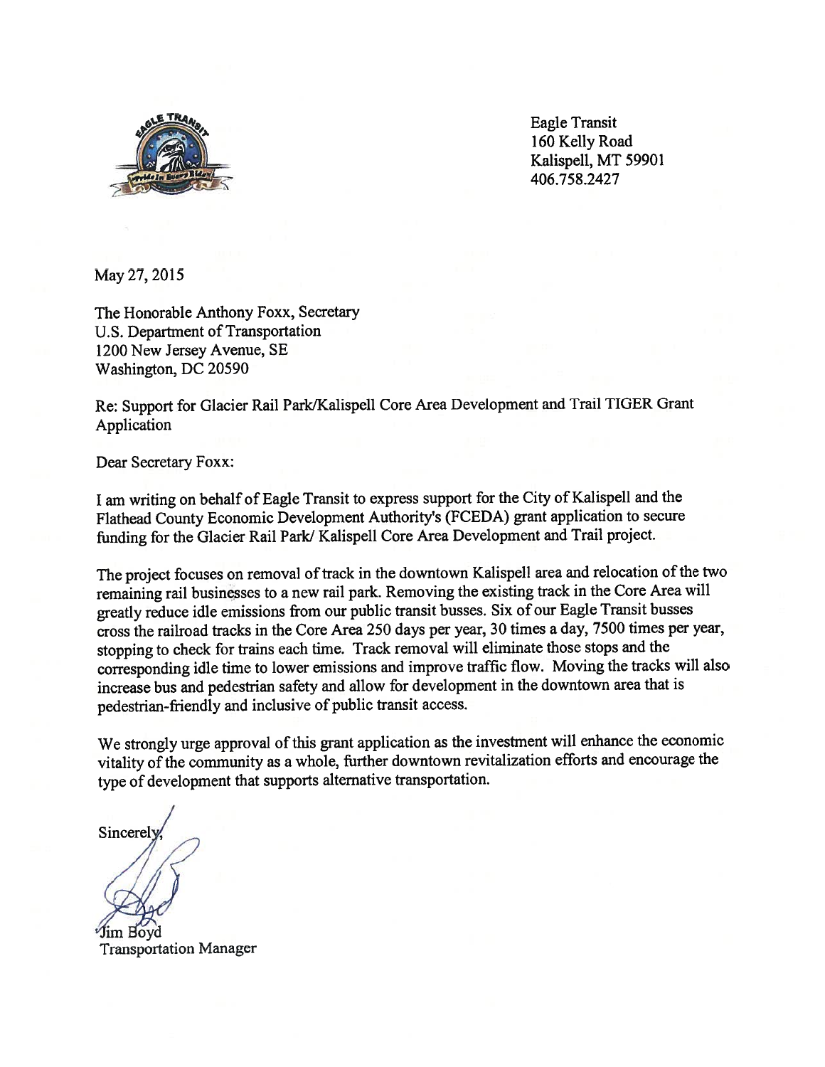Eagle Transit
160 Kelly Road
Kalispell, MT 59901
406.758.2427

May 27, 2015

The Honorable Anthony Foxx, Secretary
U.S. Department of Transportation
1200 New Jersey Avenue, SE
Washington, DC 20590

Re: Support for Glacier Rail Park/Kalispell Core Area Development and Trail TIGER Grant Application

Dear Secretary Foxx:

I am writing on behalf of Eagle Transit to express support for the City of Kalispell and the Flathead County Economic Development Authority's (FCEDA) grant application to secure funding for the Glacier Rail Park/ Kalispell Core Area Development and Trail project.

The project focuses on removal of track in the downtown Kalispell area and relocation of the two remaining rail businesses to a new rail park. Removing the existing track in the Core Area will greatly reduce idle emissions from our public transit busses. Six of our Eagle Transit busses cross the railroad tracks in the Core Area 250 days per year, 30 times a day, 7500 times per year, stopping to check for trains each time. Track removal will eliminate those stops and the corresponding idle time to lower emissions and improve traffic flow. Moving the tracks will also increase bus and pedestrian safety and allow for development in the downtown area that is pedestrian-friendly and inclusive of public transit access.

We strongly urge approval of this grant application as the investment will enhance the economic vitality of the community as a whole, further downtown revitalization efforts and encourage the type of development that supports alternative transportation.

Sincerely,

Jim Boyd
Transportation Manager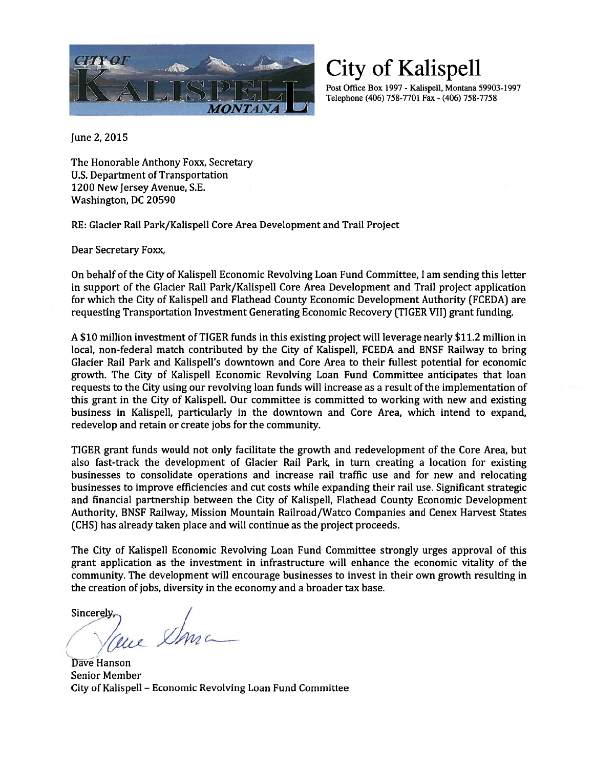# City of Kalispell

Post Office Box 1997 - Kalispell, Montana 59903-1997
Telephone (406) 758-7701 Fax - (406) 758-7758

June 2, 2015

The Honorable Anthony Foxx, Secretary
U.S. Department of Transportation
1200 New Jersey Avenue, S.E.
Washington, DC 20590

RE: Glacier Rail Park/Kalispell Core Area Development and Trail Project

Dear Secretary Foxx,

On behalf of the City of Kalispell Economic Revolving Loan Fund Committee, I am sending this letter in support of the Glacier Rail Park/Kalispell Core Area Development and Trail project application for which the City of Kalispell and Flathead County Economic Development Authority (FCEDA) are requesting Transportation Investment Generating Economic Recovery (TIGER VII) grant funding.

A $10 million investment of TIGER funds in this existing project will leverage nearly $11.2 million in local, non-federal match contributed by the City of Kalispell, FCEDA and BNSF Railway to bring Glacier Rail Park and Kalispell's downtown and Core Area to their fullest potential for economic growth. The City of Kalispell Economic Revolving Loan Fund Committee anticipates that loan requests to the City using our revolving loan funds will increase as a result of the implementation of this grant in the City of Kalispell. Our committee is committed to working with new and existing business in Kalispell, particularly in the downtown and Core Area, which intend to expand, redevelop and retain or create jobs for the community.

TIGER grant funds would not only facilitate the growth and redevelopment of the Core Area, but also fast-track the development of Glacier Rail Park, in turn creating a location for existing businesses to consolidate operations and increase rail traffic use and for new and relocating businesses to improve efficiencies and cut costs while expanding their rail use. Significant strategic and financial partnership between the City of Kalispell, Flathead County Economic Development Authority, BNSF Railway, Mission Mountain Railroad/Watco Companies and Cenex Harvest States (CHS) has already taken place and will continue as the project proceeds.

The City of Kalispell Economic Revolving Loan Fund Committee strongly urges approval of this grant application as the investment in infrastructure will enhance the economic vitality of the community. The development will encourage businesses to invest in their own growth resulting in the creation of jobs, diversity in the economy and a broader tax base.

Sincerely,

Dave Hanson
Senior Member
City of Kalispell – Economic Revolving Loan Fund Committee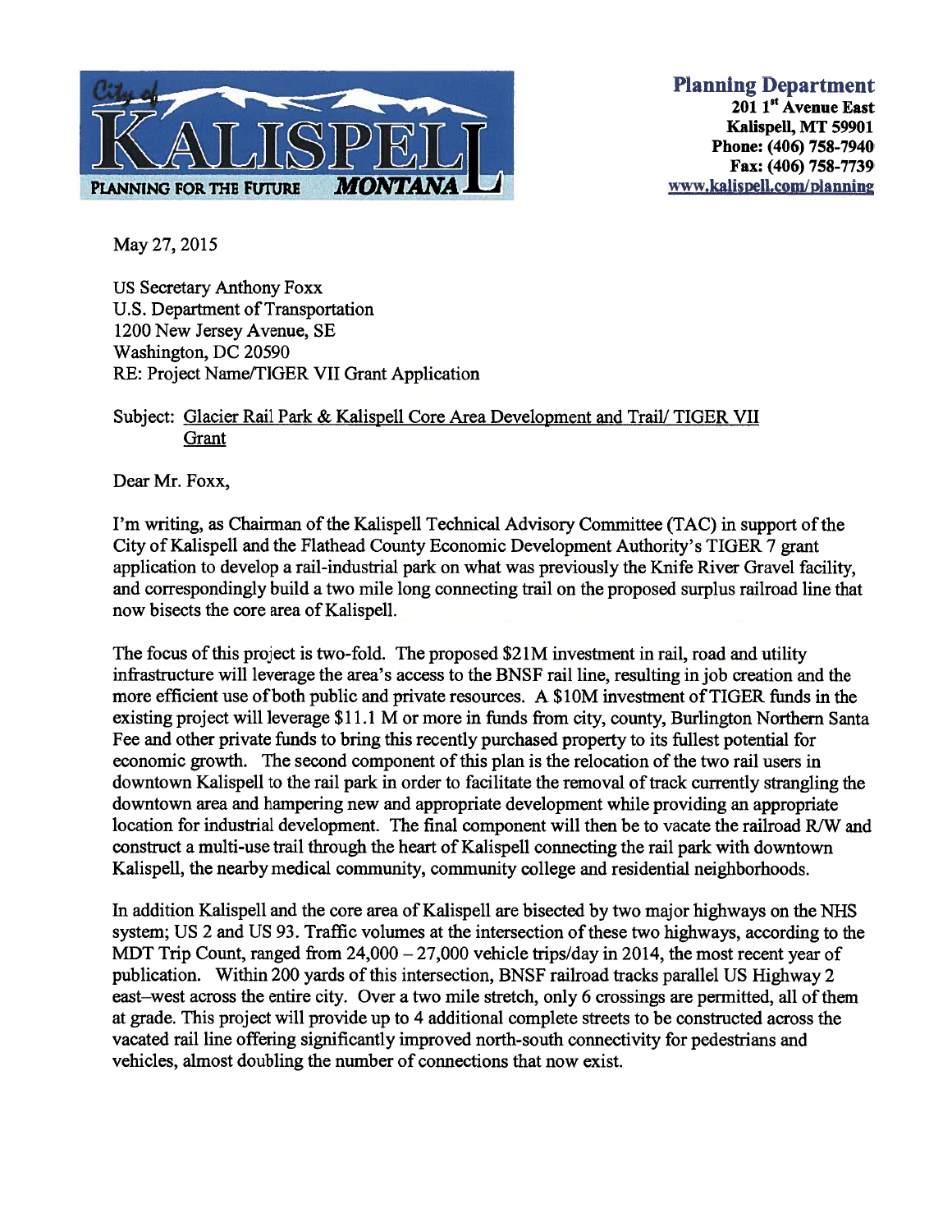City of KALISPELL MONTANA — PLANNING FOR THE FUTURE

**Planning Department**
**201 1st Avenue East**
**Kalispell, MT 59901**
**Phone: (406) 758-7940**
**Fax: (406) 758-7739**
**www.kalispell.com/planning**

May 27, 2015

US Secretary Anthony Foxx
U.S. Department of Transportation
1200 New Jersey Avenue, SE
Washington, DC 20590
RE: Project Name/TIGER VII Grant Application

Subject: Glacier Rail Park & Kalispell Core Area Development and Trail/ TIGER VII Grant

Dear Mr. Foxx,

I'm writing, as Chairman of the Kalispell Technical Advisory Committee (TAC) in support of the City of Kalispell and the Flathead County Economic Development Authority's TIGER 7 grant application to develop a rail-industrial park on what was previously the Knife River Gravel facility, and correspondingly build a two mile long connecting trail on the proposed surplus railroad line that now bisects the core area of Kalispell.

The focus of this project is two-fold. The proposed $21M investment in rail, road and utility infrastructure will leverage the area's access to the BNSF rail line, resulting in job creation and the more efficient use of both public and private resources. A $10M investment of TIGER funds in the existing project will leverage $11.1 M or more in funds from city, county, Burlington Northern Santa Fee and other private funds to bring this recently purchased property to its fullest potential for economic growth. The second component of this plan is the relocation of the two rail users in downtown Kalispell to the rail park in order to facilitate the removal of track currently strangling the downtown area and hampering new and appropriate development while providing an appropriate location for industrial development. The final component will then be to vacate the railroad R/W and construct a multi-use trail through the heart of Kalispell connecting the rail park with downtown Kalispell, the nearby medical community, community college and residential neighborhoods.

In addition Kalispell and the core area of Kalispell are bisected by two major highways on the NHS system; US 2 and US 93. Traffic volumes at the intersection of these two highways, according to the MDT Trip Count, ranged from 24,000 – 27,000 vehicle trips/day in 2014, the most recent year of publication. Within 200 yards of this intersection, BNSF railroad tracks parallel US Highway 2 east–west across the entire city. Over a two mile stretch, only 6 crossings are permitted, all of them at grade. This project will provide up to 4 additional complete streets to be constructed across the vacated rail line offering significantly improved north-south connectivity for pedestrians and vehicles, almost doubling the number of connections that now exist.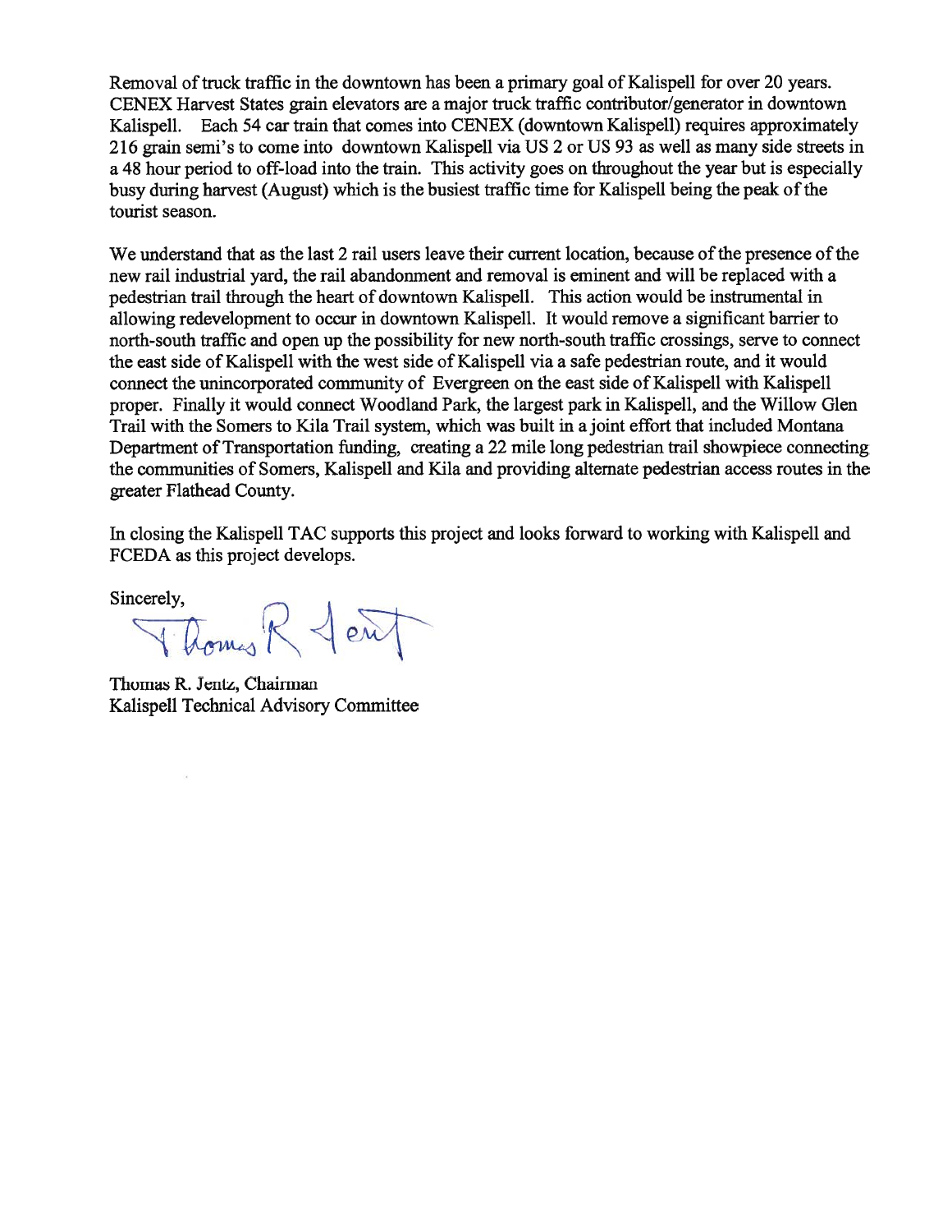Removal of truck traffic in the downtown has been a primary goal of Kalispell for over 20 years. CENEX Harvest States grain elevators are a major truck traffic contributor/generator in downtown Kalispell. Each 54 car train that comes into CENEX (downtown Kalispell) requires approximately 216 grain semi's to come into downtown Kalispell via US 2 or US 93 as well as many side streets in a 48 hour period to off-load into the train. This activity goes on throughout the year but is especially busy during harvest (August) which is the busiest traffic time for Kalispell being the peak of the tourist season.

We understand that as the last 2 rail users leave their current location, because of the presence of the new rail industrial yard, the rail abandonment and removal is eminent and will be replaced with a pedestrian trail through the heart of downtown Kalispell. This action would be instrumental in allowing redevelopment to occur in downtown Kalispell. It would remove a significant barrier to north-south traffic and open up the possibility for new north-south traffic crossings, serve to connect the east side of Kalispell with the west side of Kalispell via a safe pedestrian route, and it would connect the unincorporated community of Evergreen on the east side of Kalispell with Kalispell proper. Finally it would connect Woodland Park, the largest park in Kalispell, and the Willow Glen Trail with the Somers to Kila Trail system, which was built in a joint effort that included Montana Department of Transportation funding, creating a 22 mile long pedestrian trail showpiece connecting the communities of Somers, Kalispell and Kila and providing alternate pedestrian access routes in the greater Flathead County.

In closing the Kalispell TAC supports this project and looks forward to working with Kalispell and FCEDA as this project develops.

Sincerely,

Thomas R. Jentz, Chairman
Kalispell Technical Advisory Committee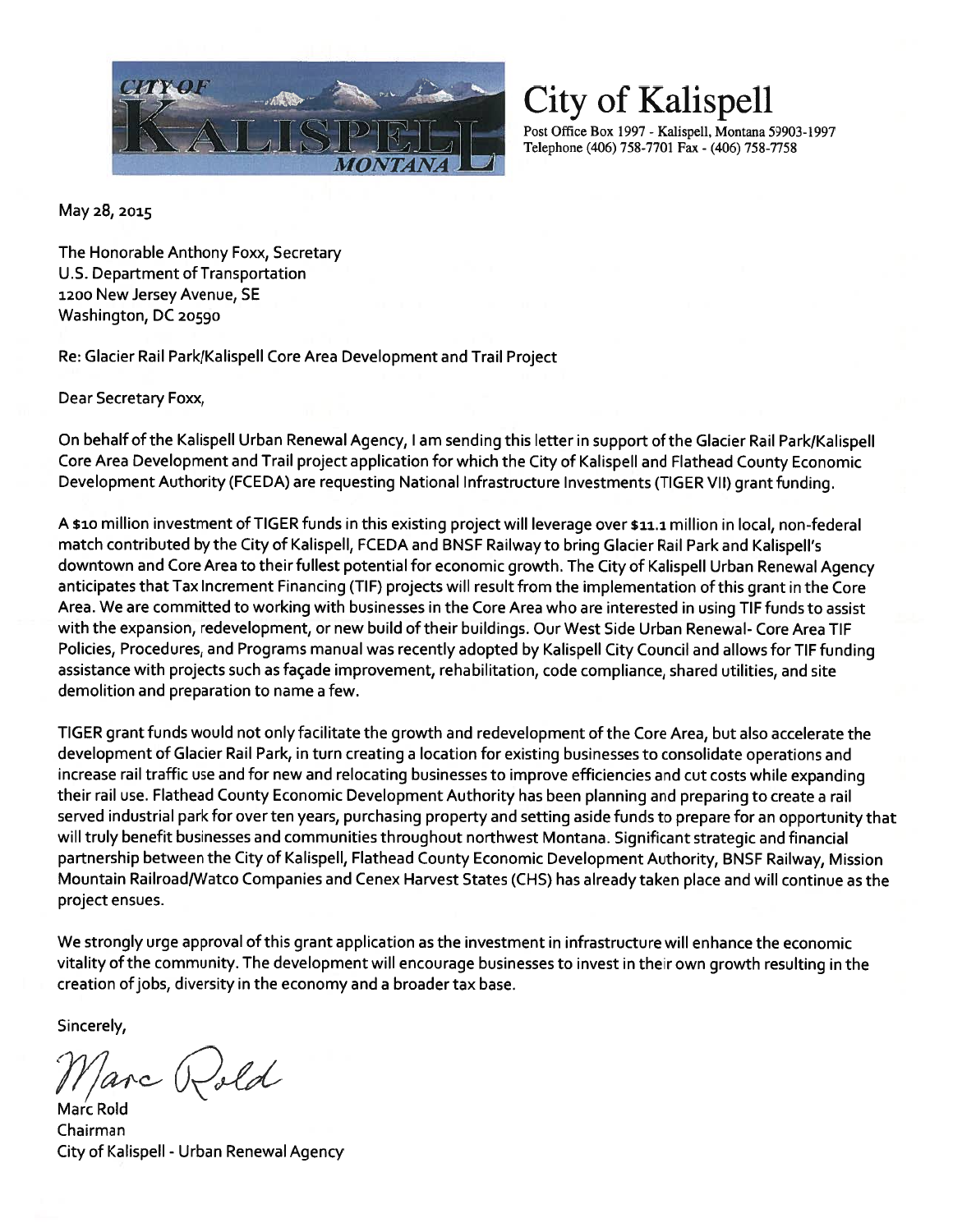# City of Kalispell

Post Office Box 1997 - Kalispell, Montana 59903-1997
Telephone (406) 758-7701 Fax - (406) 758-7758

May 28, 2015

The Honorable Anthony Foxx, Secretary
U.S. Department of Transportation
1200 New Jersey Avenue, SE
Washington, DC 20590

Re: Glacier Rail Park/Kalispell Core Area Development and Trail Project

Dear Secretary Foxx,

On behalf of the Kalispell Urban Renewal Agency, I am sending this letter in support of the Glacier Rail Park/Kalispell Core Area Development and Trail project application for which the City of Kalispell and Flathead County Economic Development Authority (FCEDA) are requesting National Infrastructure Investments (TIGER VII) grant funding.

A $10 million investment of TIGER funds in this existing project will leverage over $11.1 million in local, non-federal match contributed by the City of Kalispell, FCEDA and BNSF Railway to bring Glacier Rail Park and Kalispell's downtown and Core Area to their fullest potential for economic growth. The City of Kalispell Urban Renewal Agency anticipates that Tax Increment Financing (TIF) projects will result from the implementation of this grant in the Core Area. We are committed to working with businesses in the Core Area who are interested in using TIF funds to assist with the expansion, redevelopment, or new build of their buildings. Our West Side Urban Renewal- Core Area TIF Policies, Procedures, and Programs manual was recently adopted by Kalispell City Council and allows for TIF funding assistance with projects such as façade improvement, rehabilitation, code compliance, shared utilities, and site demolition and preparation to name a few.

TIGER grant funds would not only facilitate the growth and redevelopment of the Core Area, but also accelerate the development of Glacier Rail Park, in turn creating a location for existing businesses to consolidate operations and increase rail traffic use and for new and relocating businesses to improve efficiencies and cut costs while expanding their rail use. Flathead County Economic Development Authority has been planning and preparing to create a rail served industrial park for over ten years, purchasing property and setting aside funds to prepare for an opportunity that will truly benefit businesses and communities throughout northwest Montana. Significant strategic and financial partnership between the City of Kalispell, Flathead County Economic Development Authority, BNSF Railway, Mission Mountain Railroad/Watco Companies and Cenex Harvest States (CHS) has already taken place and will continue as the project ensues.

We strongly urge approval of this grant application as the investment in infrastructure will enhance the economic vitality of the community. The development will encourage businesses to invest in their own growth resulting in the creation of jobs, diversity in the economy and a broader tax base.

Sincerely,

Marc Rold

Marc Rold
Chairman
City of Kalispell - Urban Renewal Agency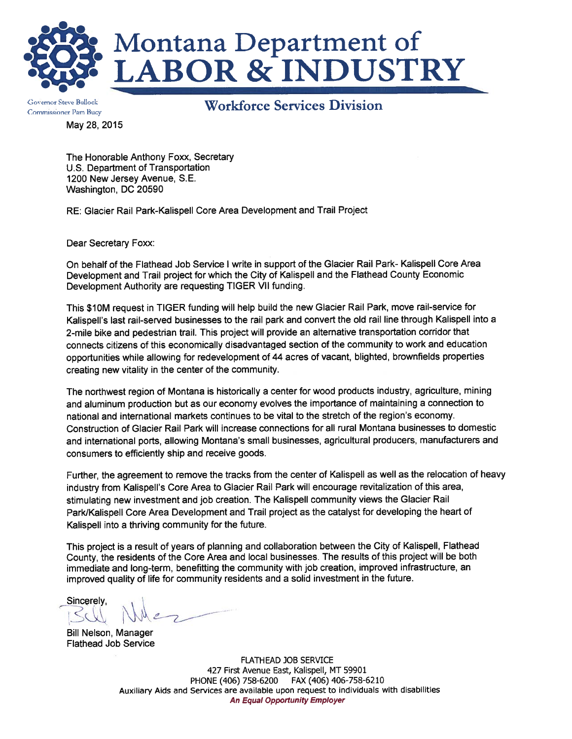# Montana Department of LABOR & INDUSTRY

Governor Steve Bullock
Commissioner Pam Bucy

## Workforce Services Division

May 28, 2015

The Honorable Anthony Foxx, Secretary
U.S. Department of Transportation
1200 New Jersey Avenue, S.E.
Washington, DC 20590

RE: Glacier Rail Park-Kalispell Core Area Development and Trail Project

Dear Secretary Foxx:

On behalf of the Flathead Job Service I write in support of the Glacier Rail Park- Kalispell Core Area Development and Trail project for which the City of Kalispell and the Flathead County Economic Development Authority are requesting TIGER VII funding.

This $10M request in TIGER funding will help build the new Glacier Rail Park, move rail-service for Kalispell's last rail-served businesses to the rail park and convert the old rail line through Kalispell into a 2-mile bike and pedestrian trail. This project will provide an alternative transportation corridor that connects citizens of this economically disadvantaged section of the community to work and education opportunities while allowing for redevelopment of 44 acres of vacant, blighted, brownfields properties creating new vitality in the center of the community.

The northwest region of Montana is historically a center for wood products industry, agriculture, mining and aluminum production but as our economy evolves the importance of maintaining a connection to national and international markets continues to be vital to the stretch of the region's economy. Construction of Glacier Rail Park will increase connections for all rural Montana businesses to domestic and international ports, allowing Montana's small businesses, agricultural producers, manufacturers and consumers to efficiently ship and receive goods.

Further, the agreement to remove the tracks from the center of Kalispell as well as the relocation of heavy industry from Kalispell's Core Area to Glacier Rail Park will encourage revitalization of this area, stimulating new investment and job creation. The Kalispell community views the Glacier Rail Park/Kalispell Core Area Development and Trail project as the catalyst for developing the heart of Kalispell into a thriving community for the future.

This project is a result of years of planning and collaboration between the City of Kalispell, Flathead County, the residents of the Core Area and local businesses. The results of this project will be both immediate and long-term, benefitting the community with job creation, improved infrastructure, an improved quality of life for community residents and a solid investment in the future.

Sincerely,

Bill Nelson, Manager
Flathead Job Service

FLATHEAD JOB SERVICE
427 First Avenue East, Kalispell, MT 59901
PHONE (406) 758-6200 FAX (406) 406-758-6210
Auxiliary Aids and Services are available upon request to individuals with disabilities
***An Equal Opportunity Employer***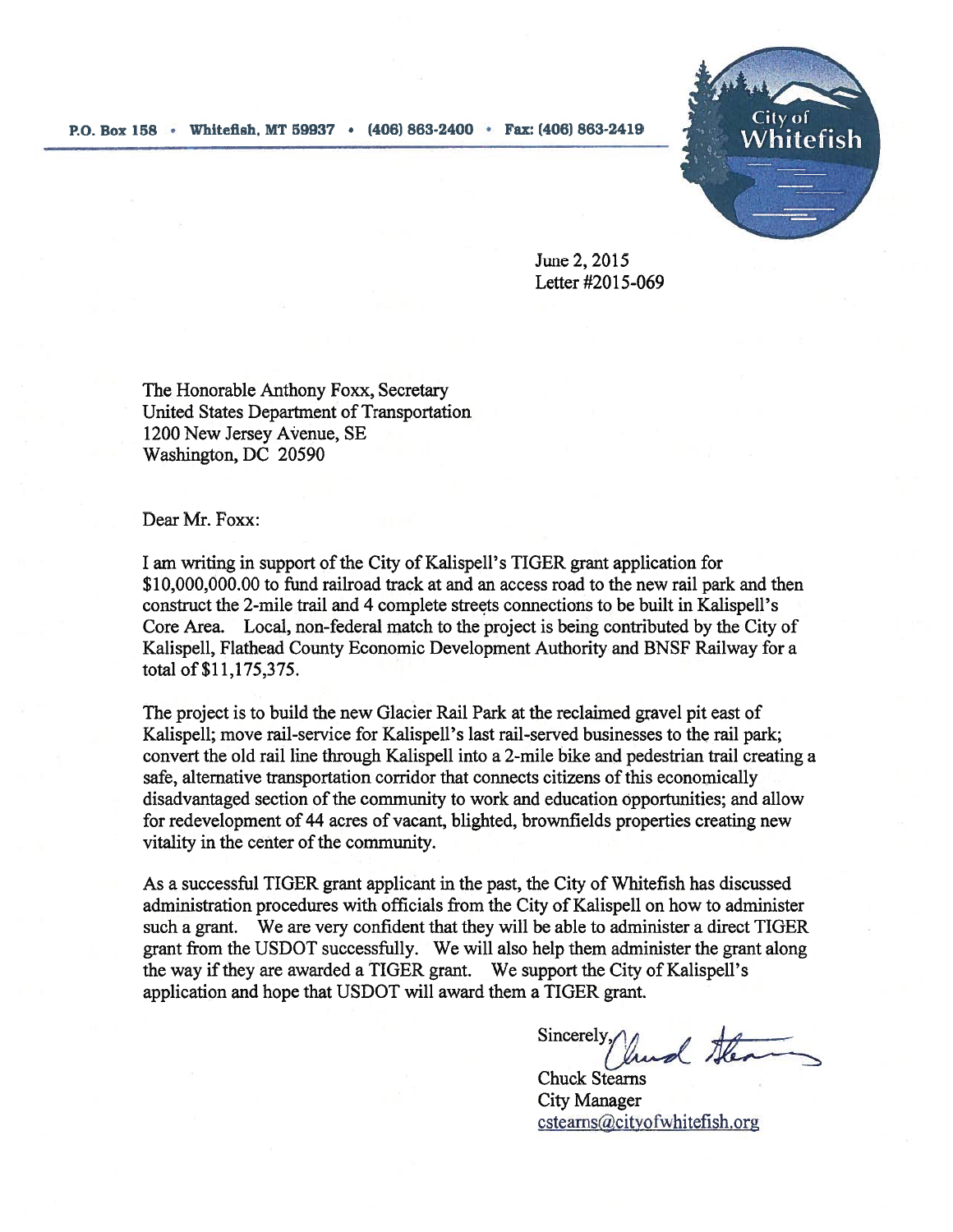P.O. Box 158 • Whitefish, MT 59937 • (406) 863-2400 • Fax: (406) 863-2419

City of Whitefish

June 2, 2015
Letter #2015-069

The Honorable Anthony Foxx, Secretary
United States Department of Transportation
1200 New Jersey Avenue, SE
Washington, DC 20590

Dear Mr. Foxx:

I am writing in support of the City of Kalispell's TIGER grant application for $10,000,000.00 to fund railroad track at and an access road to the new rail park and then construct the 2-mile trail and 4 complete streets connections to be built in Kalispell's Core Area. Local, non-federal match to the project is being contributed by the City of Kalispell, Flathead County Economic Development Authority and BNSF Railway for a total of $11,175,375.

The project is to build the new Glacier Rail Park at the reclaimed gravel pit east of Kalispell; move rail-service for Kalispell's last rail-served businesses to the rail park; convert the old rail line through Kalispell into a 2-mile bike and pedestrian trail creating a safe, alternative transportation corridor that connects citizens of this economically disadvantaged section of the community to work and education opportunities; and allow for redevelopment of 44 acres of vacant, blighted, brownfields properties creating new vitality in the center of the community.

As a successful TIGER grant applicant in the past, the City of Whitefish has discussed administration procedures with officials from the City of Kalispell on how to administer such a grant. We are very confident that they will be able to administer a direct TIGER grant from the USDOT successfully. We will also help them administer the grant along the way if they are awarded a TIGER grant. We support the City of Kalispell's application and hope that USDOT will award them a TIGER grant.

Sincerely,

Chuck Stearns
City Manager
cstearns@cityofwhitefish.org